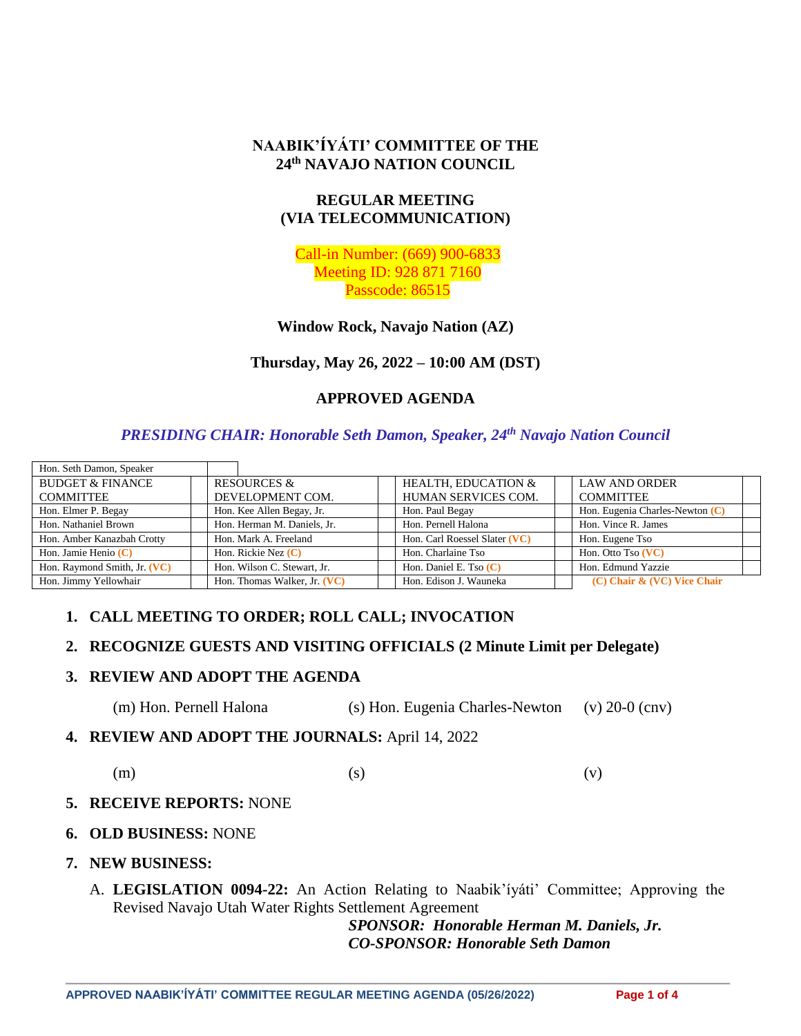# NAABIK'ÍYÁTI' COMMITTEE OF THE 24th NAVAJO NATION COUNCIL

## REGULAR MEETING (VIA TELECOMMUNICATION)

Call-in Number: (669) 900-6833
Meeting ID: 928 871 7160
Passcode: 86515

**Window Rock, Navajo Nation (AZ)**

**Thursday, May 26, 2022 – 10:00 AM (DST)**

## APPROVED AGENDA

***PRESIDING CHAIR: Honorable Seth Damon, Speaker, 24th Navajo Nation Council***

| Hon. Seth Damon, Speaker | | | | | | | |
|---|---|---|---|---|---|---|---|
| BUDGET & FINANCE COMMITTEE | | RESOURCES & DEVELOPMENT COM. | | HEALTH, EDUCATION & HUMAN SERVICES COM. | | LAW AND ORDER COMMITTEE | |
| Hon. Elmer P. Begay | | Hon. Kee Allen Begay, Jr. | | Hon. Paul Begay | | Hon. Eugenia Charles-Newton (C) | |
| Hon. Nathaniel Brown | | Hon. Herman M. Daniels, Jr. | | Hon. Pernell Halona | | Hon. Vince R. James | |
| Hon. Amber Kanazbah Crotty | | Hon. Mark A. Freeland | | Hon. Carl Roessel Slater (VC) | | Hon. Eugene Tso | |
| Hon. Jamie Henio (C) | | Hon. Rickie Nez (C) | | Hon. Charlaine Tso | | Hon. Otto Tso (VC) | |
| Hon. Raymond Smith, Jr. (VC) | | Hon. Wilson C. Stewart, Jr. | | Hon. Daniel E. Tso (C) | | Hon. Edmund Yazzie | |
| Hon. Jimmy Yellowhair | | Hon. Thomas Walker, Jr. (VC) | | Hon. Edison J. Wauneka | | (C) Chair & (VC) Vice Chair | |

1. **CALL MEETING TO ORDER; ROLL CALL; INVOCATION**

2. **RECOGNIZE GUESTS AND VISITING OFFICIALS (2 Minute Limit per Delegate)**

3. **REVIEW AND ADOPT THE AGENDA**

   (m) Hon. Pernell Halona (s) Hon. Eugenia Charles-Newton (v) 20-0 (cnv)

4. **REVIEW AND ADOPT THE JOURNALS:** April 14, 2022

   (m) (s) (v)

5. **RECEIVE REPORTS:** NONE

6. **OLD BUSINESS:** NONE

7. **NEW BUSINESS:**

   A. **LEGISLATION 0094-22:** An Action Relating to Naabik'íyáti' Committee; Approving the Revised Navajo Utah Water Rights Settlement Agreement

   ***SPONSOR: Honorable Herman M. Daniels, Jr.***
   ***CO-SPONSOR: Honorable Seth Damon***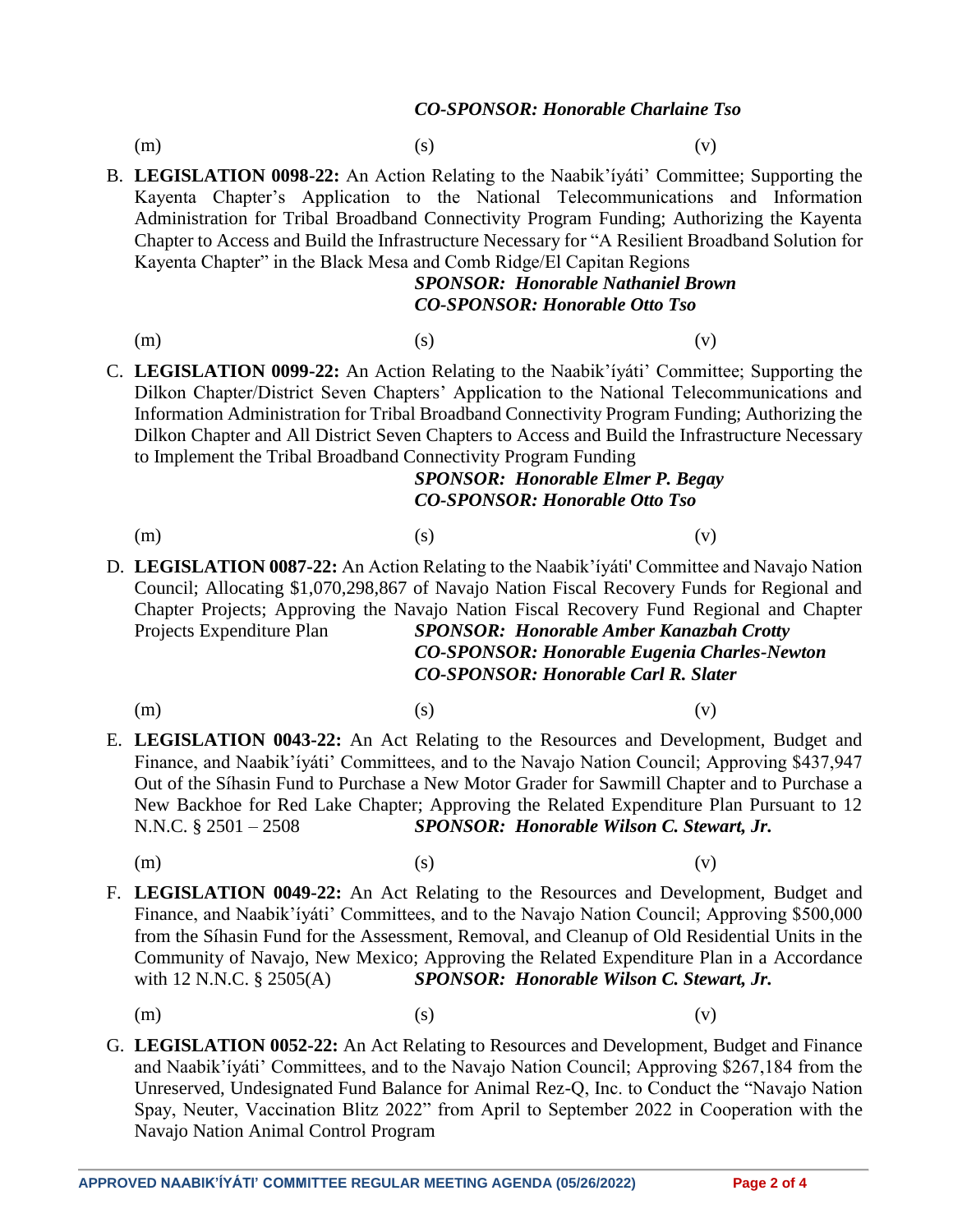***CO-SPONSOR: Honorable Charlaine Tso***

(m) (s) (v)

B. **LEGISLATION 0098-22:** An Action Relating to the Naabik'íyáti' Committee; Supporting the Kayenta Chapter's Application to the National Telecommunications and Information Administration for Tribal Broadband Connectivity Program Funding; Authorizing the Kayenta Chapter to Access and Build the Infrastructure Necessary for "A Resilient Broadband Solution for Kayenta Chapter" in the Black Mesa and Comb Ridge/El Capitan Regions
***SPONSOR: Honorable Nathaniel Brown***
***CO-SPONSOR: Honorable Otto Tso***

(m) (s) (v)

C. **LEGISLATION 0099-22:** An Action Relating to the Naabik'íyáti' Committee; Supporting the Dilkon Chapter/District Seven Chapters' Application to the National Telecommunications and Information Administration for Tribal Broadband Connectivity Program Funding; Authorizing the Dilkon Chapter and All District Seven Chapters to Access and Build the Infrastructure Necessary to Implement the Tribal Broadband Connectivity Program Funding
***SPONSOR: Honorable Elmer P. Begay***
***CO-SPONSOR: Honorable Otto Tso***

(m) (s) (v)

D. **LEGISLATION 0087-22:** An Action Relating to the Naabik'íyáti' Committee and Navajo Nation Council; Allocating $1,070,298,867 of Navajo Nation Fiscal Recovery Funds for Regional and Chapter Projects; Approving the Navajo Nation Fiscal Recovery Fund Regional and Chapter Projects Expenditure Plan
***SPONSOR: Honorable Amber Kanazbah Crotty***
***CO-SPONSOR: Honorable Eugenia Charles-Newton***
***CO-SPONSOR: Honorable Carl R. Slater***

(m) (s) (v)

E. **LEGISLATION 0043-22:** An Act Relating to the Resources and Development, Budget and Finance, and Naabik'íyáti' Committees, and to the Navajo Nation Council; Approving $437,947 Out of the Síhasin Fund to Purchase a New Motor Grader for Sawmill Chapter and to Purchase a New Backhoe for Red Lake Chapter; Approving the Related Expenditure Plan Pursuant to 12 N.N.C. § 2501 – 2508
***SPONSOR: Honorable Wilson C. Stewart, Jr.***

(m) (s) (v)

F. **LEGISLATION 0049-22:** An Act Relating to the Resources and Development, Budget and Finance, and Naabik'íyáti' Committees, and to the Navajo Nation Council; Approving $500,000 from the Síhasin Fund for the Assessment, Removal, and Cleanup of Old Residential Units in the Community of Navajo, New Mexico; Approving the Related Expenditure Plan in a Accordance with 12 N.N.C. § 2505(A)
***SPONSOR: Honorable Wilson C. Stewart, Jr.***

(m) (s) (v)

G. **LEGISLATION 0052-22:** An Act Relating to Resources and Development, Budget and Finance and Naabik'íyáti' Committees, and to the Navajo Nation Council; Approving $267,184 from the Unreserved, Undesignated Fund Balance for Animal Rez-Q, Inc. to Conduct the "Navajo Nation Spay, Neuter, Vaccination Blitz 2022" from April to September 2022 in Cooperation with the Navajo Nation Animal Control Program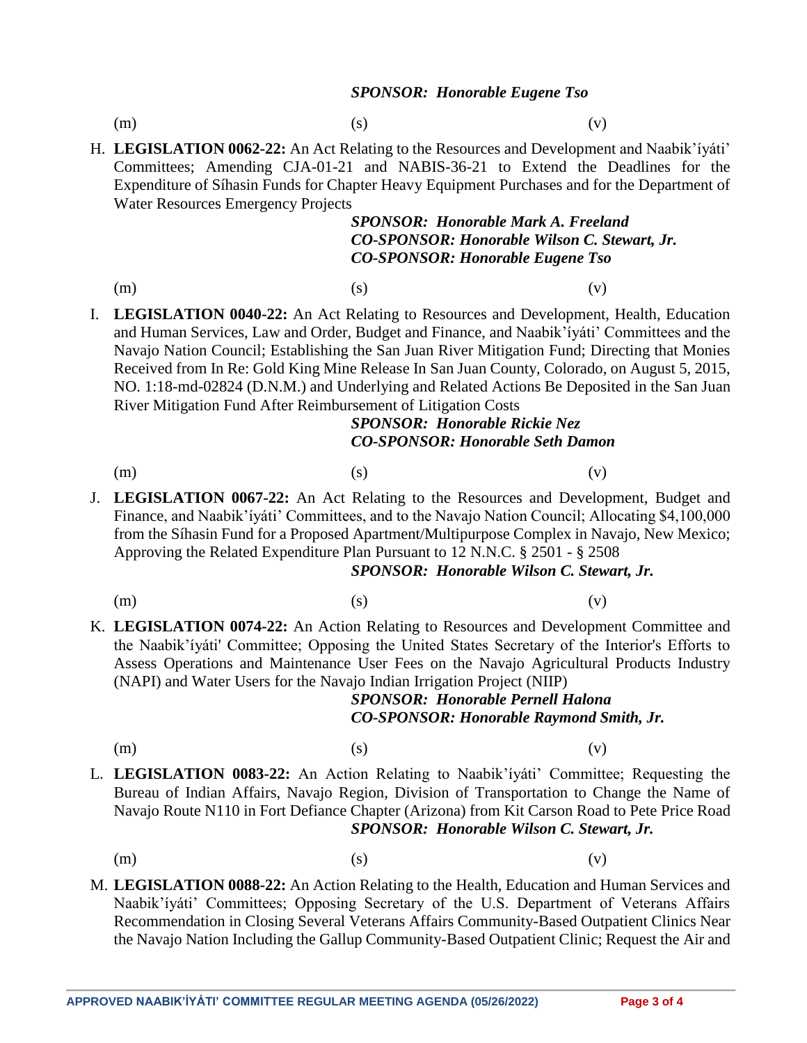***SPONSOR: Honorable Eugene Tso***

(m) (s) (v)

H. **LEGISLATION 0062-22:** An Act Relating to the Resources and Development and Naabik'íyáti' Committees; Amending CJA-01-21 and NABIS-36-21 to Extend the Deadlines for the Expenditure of Síhasin Funds for Chapter Heavy Equipment Purchases and for the Department of Water Resources Emergency Projects

***SPONSOR: Honorable Mark A. Freeland***
***CO-SPONSOR: Honorable Wilson C. Stewart, Jr.***
***CO-SPONSOR: Honorable Eugene Tso***

(m) (s) (v)

I. **LEGISLATION 0040-22:** An Act Relating to Resources and Development, Health, Education and Human Services, Law and Order, Budget and Finance, and Naabik'íyáti' Committees and the Navajo Nation Council; Establishing the San Juan River Mitigation Fund; Directing that Monies Received from In Re: Gold King Mine Release In San Juan County, Colorado, on August 5, 2015, NO. 1:18-md-02824 (D.N.M.) and Underlying and Related Actions Be Deposited in the San Juan River Mitigation Fund After Reimbursement of Litigation Costs

***SPONSOR: Honorable Rickie Nez***
***CO-SPONSOR: Honorable Seth Damon***

(m) (s) (v)

J. **LEGISLATION 0067-22:** An Act Relating to the Resources and Development, Budget and Finance, and Naabik'íyáti' Committees, and to the Navajo Nation Council; Allocating $4,100,000 from the Síhasin Fund for a Proposed Apartment/Multipurpose Complex in Navajo, New Mexico; Approving the Related Expenditure Plan Pursuant to 12 N.N.C. § 2501 - § 2508

***SPONSOR: Honorable Wilson C. Stewart, Jr.***

(m) (s) (v)

K. **LEGISLATION 0074-22:** An Action Relating to Resources and Development Committee and the Naabik'íyáti' Committee; Opposing the United States Secretary of the Interior's Efforts to Assess Operations and Maintenance User Fees on the Navajo Agricultural Products Industry (NAPI) and Water Users for the Navajo Indian Irrigation Project (NIIP)

***SPONSOR: Honorable Pernell Halona***
***CO-SPONSOR: Honorable Raymond Smith, Jr.***

(m) (s) (v)

L. **LEGISLATION 0083-22:** An Action Relating to Naabik'íyáti' Committee; Requesting the Bureau of Indian Affairs, Navajo Region, Division of Transportation to Change the Name of Navajo Route N110 in Fort Defiance Chapter (Arizona) from Kit Carson Road to Pete Price Road

***SPONSOR: Honorable Wilson C. Stewart, Jr.***

(m) (s) (v)

M. **LEGISLATION 0088-22:** An Action Relating to the Health, Education and Human Services and Naabik'íyáti' Committees; Opposing Secretary of the U.S. Department of Veterans Affairs Recommendation in Closing Several Veterans Affairs Community-Based Outpatient Clinics Near the Navajo Nation Including the Gallup Community-Based Outpatient Clinic; Request the Air and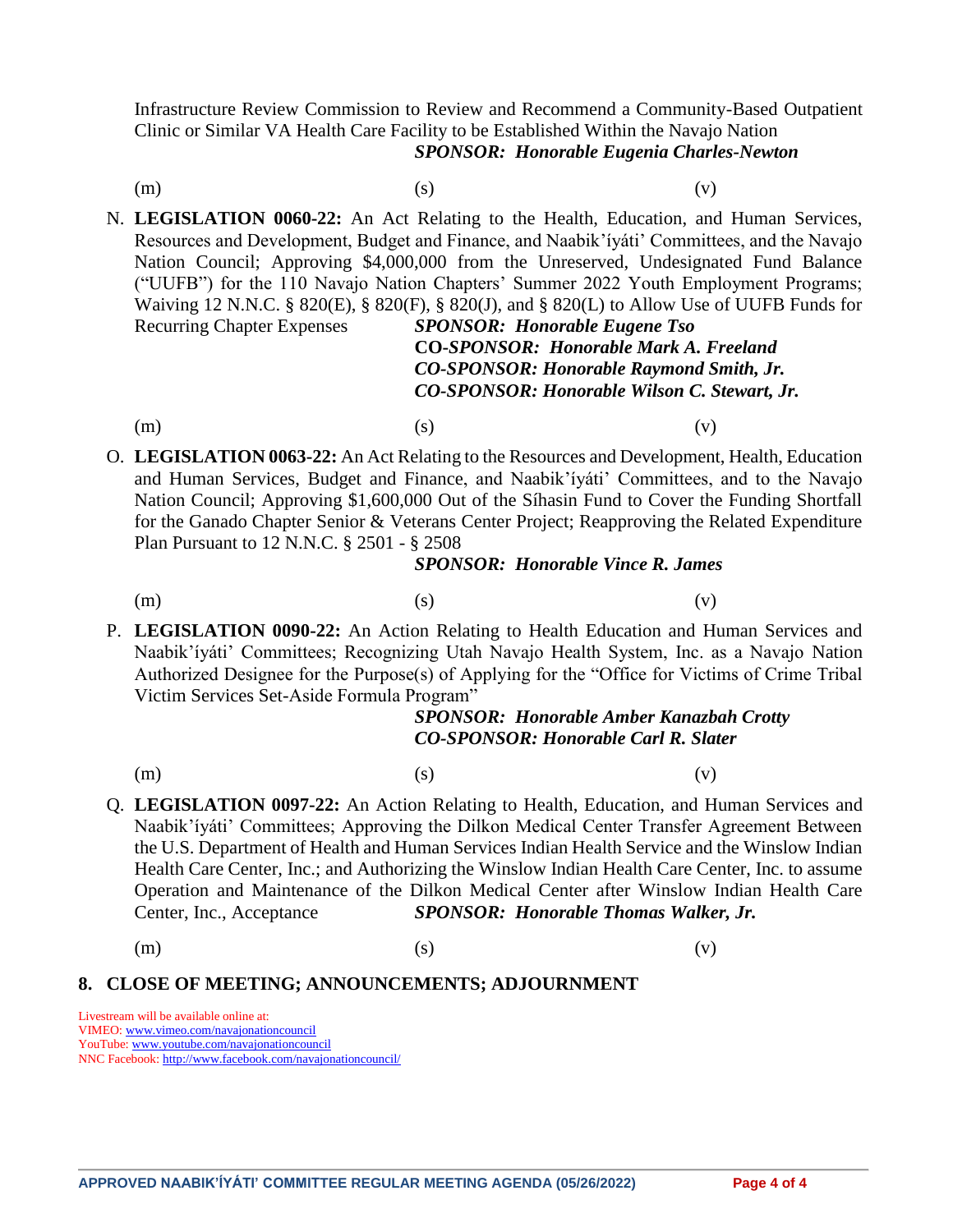Infrastructure Review Commission to Review and Recommend a Community-Based Outpatient Clinic or Similar VA Health Care Facility to be Established Within the Navajo Nation
***SPONSOR: Honorable Eugenia Charles-Newton***

(m) (s) (v)

N. **LEGISLATION 0060-22:** An Act Relating to the Health, Education, and Human Services, Resources and Development, Budget and Finance, and Naabik'íyáti' Committees, and the Navajo Nation Council; Approving $4,000,000 from the Unreserved, Undesignated Fund Balance ("UUFB") for the 110 Navajo Nation Chapters' Summer 2022 Youth Employment Programs; Waiving 12 N.N.C. § 820(E), § 820(F), § 820(J), and § 820(L) to Allow Use of UUFB Funds for Recurring Chapter Expenses
***SPONSOR: Honorable Eugene Tso***
**CO-*SPONSOR: Honorable Mark A. Freeland***
***CO-SPONSOR: Honorable Raymond Smith, Jr.***
***CO-SPONSOR: Honorable Wilson C. Stewart, Jr.***

(m) (s) (v)

O. **LEGISLATION 0063-22:** An Act Relating to the Resources and Development, Health, Education and Human Services, Budget and Finance, and Naabik'íyáti' Committees, and to the Navajo Nation Council; Approving $1,600,000 Out of the Síhasin Fund to Cover the Funding Shortfall for the Ganado Chapter Senior & Veterans Center Project; Reapproving the Related Expenditure Plan Pursuant to 12 N.N.C. § 2501 - § 2508
***SPONSOR: Honorable Vince R. James***

(m) (s) (v)

P. **LEGISLATION 0090-22:** An Action Relating to Health Education and Human Services and Naabik'íyáti' Committees; Recognizing Utah Navajo Health System, Inc. as a Navajo Nation Authorized Designee for the Purpose(s) of Applying for the "Office for Victims of Crime Tribal Victim Services Set-Aside Formula Program"
***SPONSOR: Honorable Amber Kanazbah Crotty***
***CO-SPONSOR: Honorable Carl R. Slater***

(m) (s) (v)

Q. **LEGISLATION 0097-22:** An Action Relating to Health, Education, and Human Services and Naabik'íyáti' Committees; Approving the Dilkon Medical Center Transfer Agreement Between the U.S. Department of Health and Human Services Indian Health Service and the Winslow Indian Health Care Center, Inc.; and Authorizing the Winslow Indian Health Care Center, Inc. to assume Operation and Maintenance of the Dilkon Medical Center after Winslow Indian Health Care Center, Inc., Acceptance
***SPONSOR: Honorable Thomas Walker, Jr.***

(m) (s) (v)

## 8. CLOSE OF MEETING; ANNOUNCEMENTS; ADJOURNMENT

Livestream will be available online at:
VIMEO: www.vimeo.com/navajonationcouncil
YouTube: www.youtube.com/navajonationcouncil
NNC Facebook: http://www.facebook.com/navajonationcouncil/